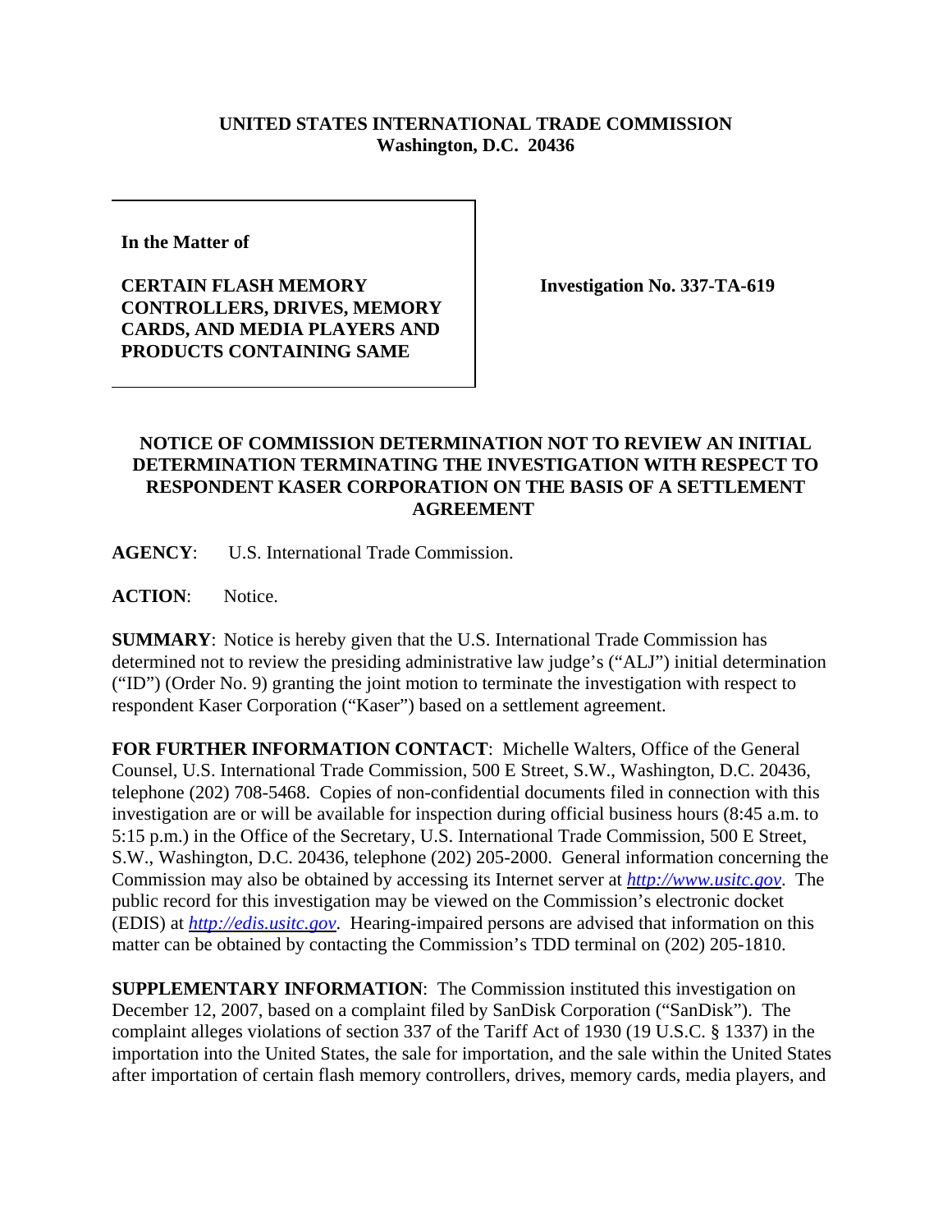**UNITED STATES INTERNATIONAL TRADE COMMISSION**
**Washington, D.C. 20436**

**In the Matter of**

**CERTAIN FLASH MEMORY CONTROLLERS, DRIVES, MEMORY CARDS, AND MEDIA PLAYERS AND PRODUCTS CONTAINING SAME**

**Investigation No. 337-TA-619**

**NOTICE OF COMMISSION DETERMINATION NOT TO REVIEW AN INITIAL DETERMINATION TERMINATING THE INVESTIGATION WITH RESPECT TO RESPONDENT KASER CORPORATION ON THE BASIS OF A SETTLEMENT AGREEMENT**

**AGENCY**: U.S. International Trade Commission.

**ACTION**: Notice.

**SUMMARY**: Notice is hereby given that the U.S. International Trade Commission has determined not to review the presiding administrative law judge's ("ALJ") initial determination ("ID") (Order No. 9) granting the joint motion to terminate the investigation with respect to respondent Kaser Corporation ("Kaser") based on a settlement agreement.

**FOR FURTHER INFORMATION CONTACT**: Michelle Walters, Office of the General Counsel, U.S. International Trade Commission, 500 E Street, S.W., Washington, D.C. 20436, telephone (202) 708-5468. Copies of non-confidential documents filed in connection with this investigation are or will be available for inspection during official business hours (8:45 a.m. to 5:15 p.m.) in the Office of the Secretary, U.S. International Trade Commission, 500 E Street, S.W., Washington, D.C. 20436, telephone (202) 205-2000. General information concerning the Commission may also be obtained by accessing its Internet server at *http://www.usitc.gov*. The public record for this investigation may be viewed on the Commission's electronic docket (EDIS) at *http://edis.usitc.gov*. Hearing-impaired persons are advised that information on this matter can be obtained by contacting the Commission's TDD terminal on (202) 205-1810.

**SUPPLEMENTARY INFORMATION**: The Commission instituted this investigation on December 12, 2007, based on a complaint filed by SanDisk Corporation ("SanDisk"). The complaint alleges violations of section 337 of the Tariff Act of 1930 (19 U.S.C. § 1337) in the importation into the United States, the sale for importation, and the sale within the United States after importation of certain flash memory controllers, drives, memory cards, media players, and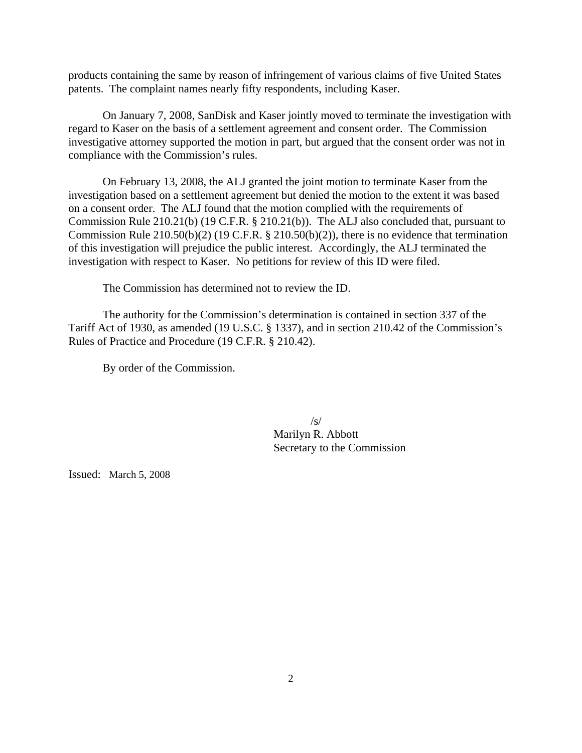products containing the same by reason of infringement of various claims of five United States patents. The complaint names nearly fifty respondents, including Kaser.

On January 7, 2008, SanDisk and Kaser jointly moved to terminate the investigation with regard to Kaser on the basis of a settlement agreement and consent order. The Commission investigative attorney supported the motion in part, but argued that the consent order was not in compliance with the Commission's rules.

On February 13, 2008, the ALJ granted the joint motion to terminate Kaser from the investigation based on a settlement agreement but denied the motion to the extent it was based on a consent order. The ALJ found that the motion complied with the requirements of Commission Rule 210.21(b) (19 C.F.R. § 210.21(b)). The ALJ also concluded that, pursuant to Commission Rule 210.50(b)(2) (19 C.F.R. § 210.50(b)(2)), there is no evidence that termination of this investigation will prejudice the public interest. Accordingly, the ALJ terminated the investigation with respect to Kaser. No petitions for review of this ID were filed.

The Commission has determined not to review the ID.

The authority for the Commission's determination is contained in section 337 of the Tariff Act of 1930, as amended (19 U.S.C. § 1337), and in section 210.42 of the Commission's Rules of Practice and Procedure (19 C.F.R. § 210.42).

By order of the Commission.

/s/
Marilyn R. Abbott
Secretary to the Commission

Issued: March 5, 2008